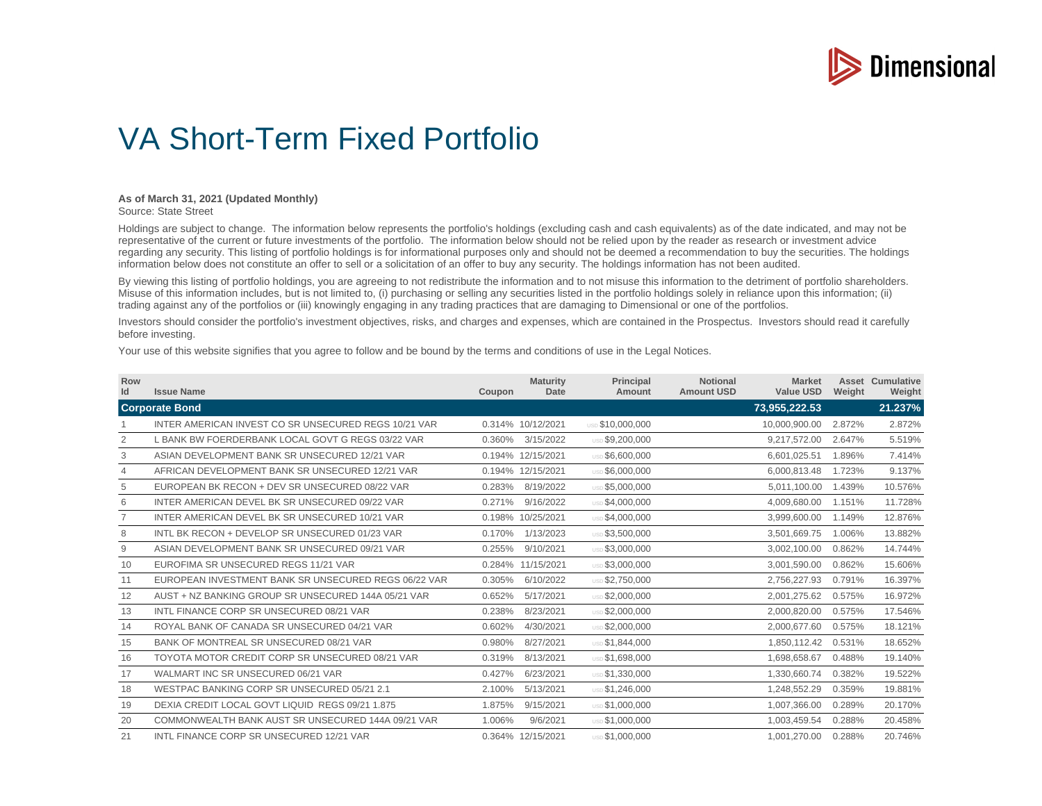Dimensional

# VA Short-Term Fixed Portfolio

**As of March 31, 2021 (Updated Monthly)**
Source: State Street

Holdings are subject to change. The information below represents the portfolio's holdings (excluding cash and cash equivalents) as of the date indicated, and may not be representative of the current or future investments of the portfolio. The information below should not be relied upon by the reader as research or investment advice regarding any security. This listing of portfolio holdings is for informational purposes only and should not be deemed a recommendation to buy the securities. The holdings information below does not constitute an offer to sell or a solicitation of an offer to buy any security. The holdings information has not been audited.

By viewing this listing of portfolio holdings, you are agreeing to not redistribute the information and to not misuse this information to the detriment of portfolio shareholders. Misuse of this information includes, but is not limited to, (i) purchasing or selling any securities listed in the portfolio holdings solely in reliance upon this information; (ii) trading against any of the portfolios or (iii) knowingly engaging in any trading practices that are damaging to Dimensional or one of the portfolios.

Investors should consider the portfolio's investment objectives, risks, and charges and expenses, which are contained in the Prospectus. Investors should read it carefully before investing.

Your use of this website signifies that you agree to follow and be bound by the terms and conditions of use in the Legal Notices.

| Row Id | Issue Name | Coupon | Maturity Date | Principal Amount | Notional Amount USD | Market Value USD | Asset Weight | Cumulative Weight |
|---|---|---|---|---|---|---|---|---|
| **Corporate Bond** | | | | | | **73,955,222.53** | | **21.237%** |
| 1 | INTER AMERICAN INVEST CO SR UNSECURED REGS 10/21 VAR | 0.314% | 10/12/2021 | USD $10,000,000 | | 10,000,900.00 | 2.872% | 2.872% |
| 2 | L BANK BW FOERDERBANK LOCAL GOVT G REGS 03/22 VAR | 0.360% | 3/15/2022 | USD $9,200,000 | | 9,217,572.00 | 2.647% | 5.519% |
| 3 | ASIAN DEVELOPMENT BANK SR UNSECURED 12/21 VAR | 0.194% | 12/15/2021 | USD $6,600,000 | | 6,601,025.51 | 1.896% | 7.414% |
| 4 | AFRICAN DEVELOPMENT BANK SR UNSECURED 12/21 VAR | 0.194% | 12/15/2021 | USD $6,000,000 | | 6,000,813.48 | 1.723% | 9.137% |
| 5 | EUROPEAN BK RECON + DEV SR UNSECURED 08/22 VAR | 0.283% | 8/19/2022 | USD $5,000,000 | | 5,011,100.00 | 1.439% | 10.576% |
| 6 | INTER AMERICAN DEVEL BK SR UNSECURED 09/22 VAR | 0.271% | 9/16/2022 | USD $4,000,000 | | 4,009,680.00 | 1.151% | 11.728% |
| 7 | INTER AMERICAN DEVEL BK SR UNSECURED 10/21 VAR | 0.198% | 10/25/2021 | USD $4,000,000 | | 3,999,600.00 | 1.149% | 12.876% |
| 8 | INTL BK RECON + DEVELOP SR UNSECURED 01/23 VAR | 0.170% | 1/13/2023 | USD $3,500,000 | | 3,501,669.75 | 1.006% | 13.882% |
| 9 | ASIAN DEVELOPMENT BANK SR UNSECURED 09/21 VAR | 0.255% | 9/10/2021 | USD $3,000,000 | | 3,002,100.00 | 0.862% | 14.744% |
| 10 | EUROFIMA SR UNSECURED REGS 11/21 VAR | 0.284% | 11/15/2021 | USD $3,000,000 | | 3,001,590.00 | 0.862% | 15.606% |
| 11 | EUROPEAN INVESTMENT BANK SR UNSECURED REGS 06/22 VAR | 0.305% | 6/10/2022 | USD $2,750,000 | | 2,756,227.93 | 0.791% | 16.397% |
| 12 | AUST + NZ BANKING GROUP SR UNSECURED 144A 05/21 VAR | 0.652% | 5/17/2021 | USD $2,000,000 | | 2,001,275.62 | 0.575% | 16.972% |
| 13 | INTL FINANCE CORP SR UNSECURED 08/21 VAR | 0.238% | 8/23/2021 | USD $2,000,000 | | 2,000,820.00 | 0.575% | 17.546% |
| 14 | ROYAL BANK OF CANADA SR UNSECURED 04/21 VAR | 0.602% | 4/30/2021 | USD $2,000,000 | | 2,000,677.60 | 0.575% | 18.121% |
| 15 | BANK OF MONTREAL SR UNSECURED 08/21 VAR | 0.980% | 8/27/2021 | USD $1,844,000 | | 1,850,112.42 | 0.531% | 18.652% |
| 16 | TOYOTA MOTOR CREDIT CORP SR UNSECURED 08/21 VAR | 0.319% | 8/13/2021 | USD $1,698,000 | | 1,698,658.67 | 0.488% | 19.140% |
| 17 | WALMART INC SR UNSECURED 06/21 VAR | 0.427% | 6/23/2021 | USD $1,330,000 | | 1,330,660.74 | 0.382% | 19.522% |
| 18 | WESTPAC BANKING CORP SR UNSECURED 05/21 2.1 | 2.100% | 5/13/2021 | USD $1,246,000 | | 1,248,552.29 | 0.359% | 19.881% |
| 19 | DEXIA CREDIT LOCAL GOVT LIQUID REGS 09/21 1.875 | 1.875% | 9/15/2021 | USD $1,000,000 | | 1,007,366.00 | 0.289% | 20.170% |
| 20 | COMMONWEALTH BANK AUST SR UNSECURED 144A 09/21 VAR | 1.006% | 9/6/2021 | USD $1,000,000 | | 1,003,459.54 | 0.288% | 20.458% |
| 21 | INTL FINANCE CORP SR UNSECURED 12/21 VAR | 0.364% | 12/15/2021 | USD $1,000,000 | | 1,001,270.00 | 0.288% | 20.746% |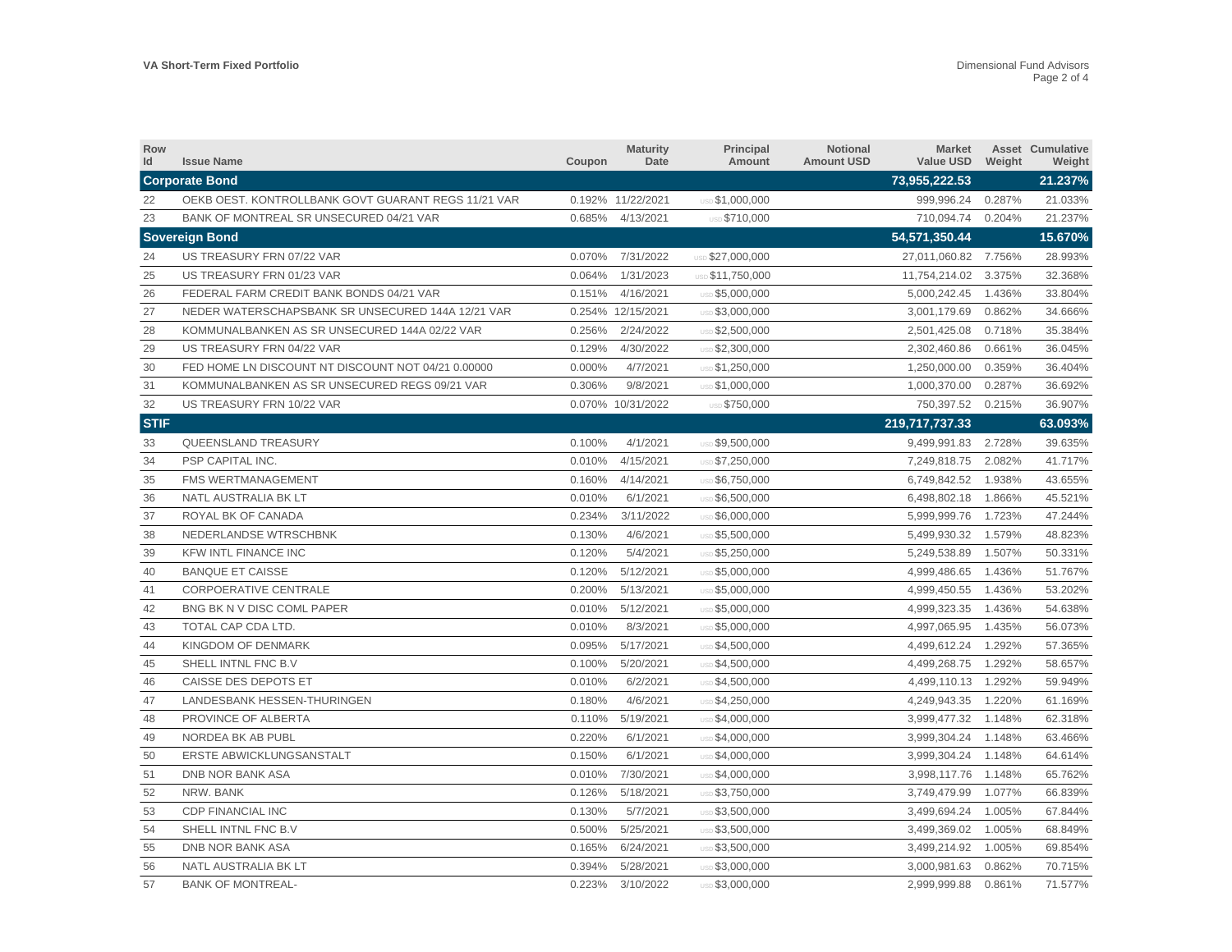| Row Id | Issue Name | Coupon | Maturity Date | Principal Amount | Notional Amount USD | Market Value USD | Asset Weight | Cumulative Weight |
|---|---|---|---|---|---|---|---|---|
| **Corporate Bond** | | | | | | **73,955,222.53** | | **21.237%** |
| 22 | OEKB OEST. KONTROLLBANK GOVT GUARANT REGS 11/21 VAR | 0.192% | 11/22/2021 | USD $1,000,000 | | 999,996.24 | 0.287% | 21.033% |
| 23 | BANK OF MONTREAL SR UNSECURED 04/21 VAR | 0.685% | 4/13/2021 | USD $710,000 | | 710,094.74 | 0.204% | 21.237% |
| **Sovereign Bond** | | | | | | **54,571,350.44** | | **15.670%** |
| 24 | US TREASURY FRN 07/22 VAR | 0.070% | 7/31/2022 | USD $27,000,000 | | 27,011,060.82 | 7.756% | 28.993% |
| 25 | US TREASURY FRN 01/23 VAR | 0.064% | 1/31/2023 | USD $11,750,000 | | 11,754,214.02 | 3.375% | 32.368% |
| 26 | FEDERAL FARM CREDIT BANK BONDS 04/21 VAR | 0.151% | 4/16/2021 | USD $5,000,000 | | 5,000,242.45 | 1.436% | 33.804% |
| 27 | NEDER WATERSCHAPSBANK SR UNSECURED 144A 12/21 VAR | 0.254% | 12/15/2021 | USD $3,000,000 | | 3,001,179.69 | 0.862% | 34.666% |
| 28 | KOMMUNALBANKEN AS SR UNSECURED 144A 02/22 VAR | 0.256% | 2/24/2022 | USD $2,500,000 | | 2,501,425.08 | 0.718% | 35.384% |
| 29 | US TREASURY FRN 04/22 VAR | 0.129% | 4/30/2022 | USD $2,300,000 | | 2,302,460.86 | 0.661% | 36.045% |
| 30 | FED HOME LN DISCOUNT NT DISCOUNT NOT 04/21 0.00000 | 0.000% | 4/7/2021 | USD $1,250,000 | | 1,250,000.00 | 0.359% | 36.404% |
| 31 | KOMMUNALBANKEN AS SR UNSECURED REGS 09/21 VAR | 0.306% | 9/8/2021 | USD $1,000,000 | | 1,000,370.00 | 0.287% | 36.692% |
| 32 | US TREASURY FRN 10/22 VAR | 0.070% | 10/31/2022 | USD $750,000 | | 750,397.52 | 0.215% | 36.907% |
| **STIF** | | | | | | **219,717,737.33** | | **63.093%** |
| 33 | QUEENSLAND TREASURY | 0.100% | 4/1/2021 | USD $9,500,000 | | 9,499,991.83 | 2.728% | 39.635% |
| 34 | PSP CAPITAL INC. | 0.010% | 4/15/2021 | USD $7,250,000 | | 7,249,818.75 | 2.082% | 41.717% |
| 35 | FMS WERTMANAGEMENT | 0.160% | 4/14/2021 | USD $6,750,000 | | 6,749,842.52 | 1.938% | 43.655% |
| 36 | NATL AUSTRALIA BK LT | 0.010% | 6/1/2021 | USD $6,500,000 | | 6,498,802.18 | 1.866% | 45.521% |
| 37 | ROYAL BK OF CANADA | 0.234% | 3/11/2022 | USD $6,000,000 | | 5,999,999.76 | 1.723% | 47.244% |
| 38 | NEDERLANDSE WTRSCHBNK | 0.130% | 4/6/2021 | USD $5,500,000 | | 5,499,930.32 | 1.579% | 48.823% |
| 39 | KFW INTL FINANCE INC | 0.120% | 5/4/2021 | USD $5,250,000 | | 5,249,538.89 | 1.507% | 50.331% |
| 40 | BANQUE ET CAISSE | 0.120% | 5/12/2021 | USD $5,000,000 | | 4,999,486.65 | 1.436% | 51.767% |
| 41 | CORPOERATIVE CENTRALE | 0.200% | 5/13/2021 | USD $5,000,000 | | 4,999,450.55 | 1.436% | 53.202% |
| 42 | BNG BK N V DISC COML PAPER | 0.010% | 5/12/2021 | USD $5,000,000 | | 4,999,323.35 | 1.436% | 54.638% |
| 43 | TOTAL CAP CDA LTD. | 0.010% | 8/3/2021 | USD $5,000,000 | | 4,997,065.95 | 1.435% | 56.073% |
| 44 | KINGDOM OF DENMARK | 0.095% | 5/17/2021 | USD $4,500,000 | | 4,499,612.24 | 1.292% | 57.365% |
| 45 | SHELL INTNL FNC B.V | 0.100% | 5/20/2021 | USD $4,500,000 | | 4,499,268.75 | 1.292% | 58.657% |
| 46 | CAISSE DES DEPOTS ET | 0.010% | 6/2/2021 | USD $4,500,000 | | 4,499,110.13 | 1.292% | 59.949% |
| 47 | LANDESBANK HESSEN-THURINGEN | 0.180% | 4/6/2021 | USD $4,250,000 | | 4,249,943.35 | 1.220% | 61.169% |
| 48 | PROVINCE OF ALBERTA | 0.110% | 5/19/2021 | USD $4,000,000 | | 3,999,477.32 | 1.148% | 62.318% |
| 49 | NORDEA BK AB PUBL | 0.220% | 6/1/2021 | USD $4,000,000 | | 3,999,304.24 | 1.148% | 63.466% |
| 50 | ERSTE ABWICKLUNGSANSTALT | 0.150% | 6/1/2021 | USD $4,000,000 | | 3,999,304.24 | 1.148% | 64.614% |
| 51 | DNB NOR BANK ASA | 0.010% | 7/30/2021 | USD $4,000,000 | | 3,998,117.76 | 1.148% | 65.762% |
| 52 | NRW. BANK | 0.126% | 5/18/2021 | USD $3,750,000 | | 3,749,479.99 | 1.077% | 66.839% |
| 53 | CDP FINANCIAL INC | 0.130% | 5/7/2021 | USD $3,500,000 | | 3,499,694.24 | 1.005% | 67.844% |
| 54 | SHELL INTNL FNC B.V | 0.500% | 5/25/2021 | USD $3,500,000 | | 3,499,369.02 | 1.005% | 68.849% |
| 55 | DNB NOR BANK ASA | 0.165% | 6/24/2021 | USD $3,500,000 | | 3,499,214.92 | 1.005% | 69.854% |
| 56 | NATL AUSTRALIA BK LT | 0.394% | 5/28/2021 | USD $3,000,000 | | 3,000,981.63 | 0.862% | 70.715% |
| 57 | BANK OF MONTREAL- | 0.223% | 3/10/2022 | USD $3,000,000 | | 2,999,999.88 | 0.861% | 71.577% |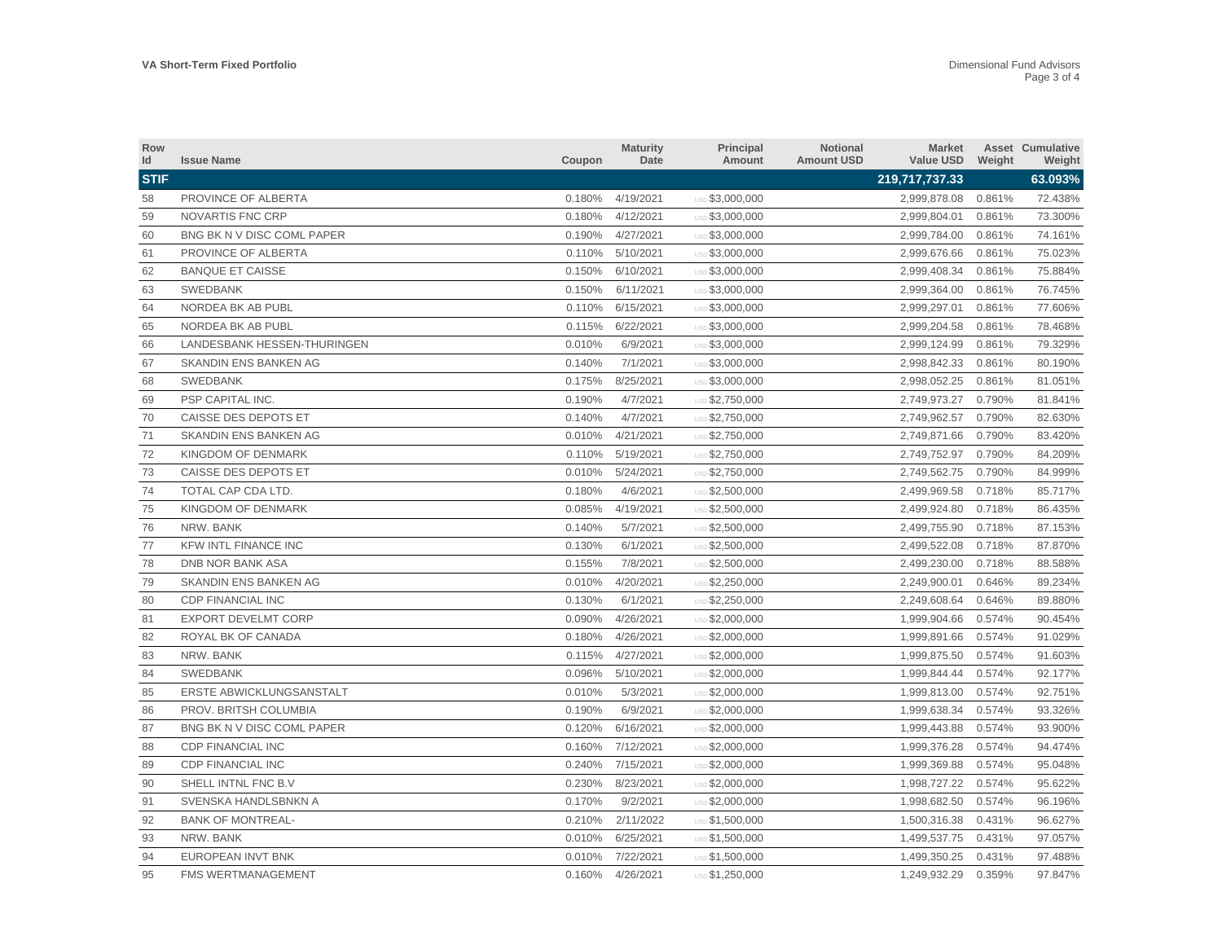| Row Id | Issue Name | Coupon | Maturity Date | Principal Amount | Notional Amount USD | Market Value USD | Asset Weight | Cumulative Weight |
|---|---|---|---|---|---|---|---|---|
| **STIF** | | | | | | **219,717,737.33** | | **63.093%** |
| 58 | PROVINCE OF ALBERTA | 0.180% | 4/19/2021 | USD $3,000,000 | | 2,999,878.08 | 0.861% | 72.438% |
| 59 | NOVARTIS FNC CRP | 0.180% | 4/12/2021 | USD $3,000,000 | | 2,999,804.01 | 0.861% | 73.300% |
| 60 | BNG BK N V DISC COML PAPER | 0.190% | 4/27/2021 | USD $3,000,000 | | 2,999,784.00 | 0.861% | 74.161% |
| 61 | PROVINCE OF ALBERTA | 0.110% | 5/10/2021 | USD $3,000,000 | | 2,999,676.66 | 0.861% | 75.023% |
| 62 | BANQUE ET CAISSE | 0.150% | 6/10/2021 | USD $3,000,000 | | 2,999,408.34 | 0.861% | 75.884% |
| 63 | SWEDBANK | 0.150% | 6/11/2021 | USD $3,000,000 | | 2,999,364.00 | 0.861% | 76.745% |
| 64 | NORDEA BK AB PUBL | 0.110% | 6/15/2021 | USD $3,000,000 | | 2,999,297.01 | 0.861% | 77.606% |
| 65 | NORDEA BK AB PUBL | 0.115% | 6/22/2021 | USD $3,000,000 | | 2,999,204.58 | 0.861% | 78.468% |
| 66 | LANDESBANK HESSEN-THURINGEN | 0.010% | 6/9/2021 | USD $3,000,000 | | 2,999,124.99 | 0.861% | 79.329% |
| 67 | SKANDIN ENS BANKEN AG | 0.140% | 7/1/2021 | USD $3,000,000 | | 2,998,842.33 | 0.861% | 80.190% |
| 68 | SWEDBANK | 0.175% | 8/25/2021 | USD $3,000,000 | | 2,998,052.25 | 0.861% | 81.051% |
| 69 | PSP CAPITAL INC. | 0.190% | 4/7/2021 | USD $2,750,000 | | 2,749,973.27 | 0.790% | 81.841% |
| 70 | CAISSE DES DEPOTS ET | 0.140% | 4/7/2021 | USD $2,750,000 | | 2,749,962.57 | 0.790% | 82.630% |
| 71 | SKANDIN ENS BANKEN AG | 0.010% | 4/21/2021 | USD $2,750,000 | | 2,749,871.66 | 0.790% | 83.420% |
| 72 | KINGDOM OF DENMARK | 0.110% | 5/19/2021 | USD $2,750,000 | | 2,749,752.97 | 0.790% | 84.209% |
| 73 | CAISSE DES DEPOTS ET | 0.010% | 5/24/2021 | USD $2,750,000 | | 2,749,562.75 | 0.790% | 84.999% |
| 74 | TOTAL CAP CDA LTD. | 0.180% | 4/6/2021 | USD $2,500,000 | | 2,499,969.58 | 0.718% | 85.717% |
| 75 | KINGDOM OF DENMARK | 0.085% | 4/19/2021 | USD $2,500,000 | | 2,499,924.80 | 0.718% | 86.435% |
| 76 | NRW. BANK | 0.140% | 5/7/2021 | USD $2,500,000 | | 2,499,755.90 | 0.718% | 87.153% |
| 77 | KFW INTL FINANCE INC | 0.130% | 6/1/2021 | USD $2,500,000 | | 2,499,522.08 | 0.718% | 87.870% |
| 78 | DNB NOR BANK ASA | 0.155% | 7/8/2021 | USD $2,500,000 | | 2,499,230.00 | 0.718% | 88.588% |
| 79 | SKANDIN ENS BANKEN AG | 0.010% | 4/20/2021 | USD $2,250,000 | | 2,249,900.01 | 0.646% | 89.234% |
| 80 | CDP FINANCIAL INC | 0.130% | 6/1/2021 | USD $2,250,000 | | 2,249,608.64 | 0.646% | 89.880% |
| 81 | EXPORT DEVELMT CORP | 0.090% | 4/26/2021 | USD $2,000,000 | | 1,999,904.66 | 0.574% | 90.454% |
| 82 | ROYAL BK OF CANADA | 0.180% | 4/26/2021 | USD $2,000,000 | | 1,999,891.66 | 0.574% | 91.029% |
| 83 | NRW. BANK | 0.115% | 4/27/2021 | USD $2,000,000 | | 1,999,875.50 | 0.574% | 91.603% |
| 84 | SWEDBANK | 0.096% | 5/10/2021 | USD $2,000,000 | | 1,999,844.44 | 0.574% | 92.177% |
| 85 | ERSTE ABWICKLUNGSANSTALT | 0.010% | 5/3/2021 | USD $2,000,000 | | 1,999,813.00 | 0.574% | 92.751% |
| 86 | PROV. BRITSH COLUMBIA | 0.190% | 6/9/2021 | USD $2,000,000 | | 1,999,638.34 | 0.574% | 93.326% |
| 87 | BNG BK N V DISC COML PAPER | 0.120% | 6/16/2021 | USD $2,000,000 | | 1,999,443.88 | 0.574% | 93.900% |
| 88 | CDP FINANCIAL INC | 0.160% | 7/12/2021 | USD $2,000,000 | | 1,999,376.28 | 0.574% | 94.474% |
| 89 | CDP FINANCIAL INC | 0.240% | 7/15/2021 | USD $2,000,000 | | 1,999,369.88 | 0.574% | 95.048% |
| 90 | SHELL INTNL FNC B.V | 0.230% | 8/23/2021 | USD $2,000,000 | | 1,998,727.22 | 0.574% | 95.622% |
| 91 | SVENSKA HANDLSBNKN A | 0.170% | 9/2/2021 | USD $2,000,000 | | 1,998,682.50 | 0.574% | 96.196% |
| 92 | BANK OF MONTREAL- | 0.210% | 2/11/2022 | USD $1,500,000 | | 1,500,316.38 | 0.431% | 96.627% |
| 93 | NRW. BANK | 0.010% | 6/25/2021 | USD $1,500,000 | | 1,499,537.75 | 0.431% | 97.057% |
| 94 | EUROPEAN INVT BNK | 0.010% | 7/22/2021 | USD $1,500,000 | | 1,499,350.25 | 0.431% | 97.488% |
| 95 | FMS WERTMANAGEMENT | 0.160% | 4/26/2021 | USD $1,250,000 | | 1,249,932.29 | 0.359% | 97.847% |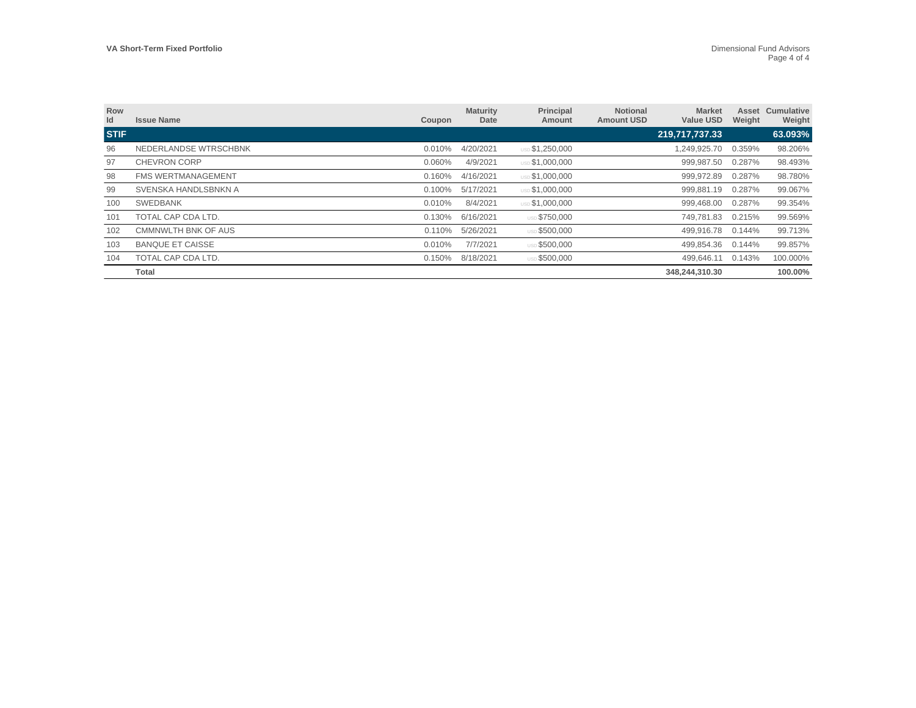| Row Id | Issue Name | Coupon | Maturity Date | Principal Amount | Notional Amount USD | Market Value USD | Asset Weight | Cumulative Weight |
|---|---|---|---|---|---|---|---|---|
| **STIF** | | | | | | **219,717,737.33** | | **63.093%** |
| 96 | NEDERLANDSE WTRSCHBNK | 0.010% | 4/20/2021 | USD $1,250,000 | | 1,249,925.70 | 0.359% | 98.206% |
| 97 | CHEVRON CORP | 0.060% | 4/9/2021 | USD $1,000,000 | | 999,987.50 | 0.287% | 98.493% |
| 98 | FMS WERTMANAGEMENT | 0.160% | 4/16/2021 | USD $1,000,000 | | 999,972.89 | 0.287% | 98.780% |
| 99 | SVENSKA HANDLSBNKN A | 0.100% | 5/17/2021 | USD $1,000,000 | | 999,881.19 | 0.287% | 99.067% |
| 100 | SWEDBANK | 0.010% | 8/4/2021 | USD $1,000,000 | | 999,468.00 | 0.287% | 99.354% |
| 101 | TOTAL CAP CDA LTD. | 0.130% | 6/16/2021 | USD $750,000 | | 749,781.83 | 0.215% | 99.569% |
| 102 | CMMNWLTH BNK OF AUS | 0.110% | 5/26/2021 | USD $500,000 | | 499,916.78 | 0.144% | 99.713% |
| 103 | BANQUE ET CAISSE | 0.010% | 7/7/2021 | USD $500,000 | | 499,854.36 | 0.144% | 99.857% |
| 104 | TOTAL CAP CDA LTD. | 0.150% | 8/18/2021 | USD $500,000 | | 499,646.11 | 0.143% | 100.000% |
| | **Total** | | | | | **348,244,310.30** | | **100.00%** |